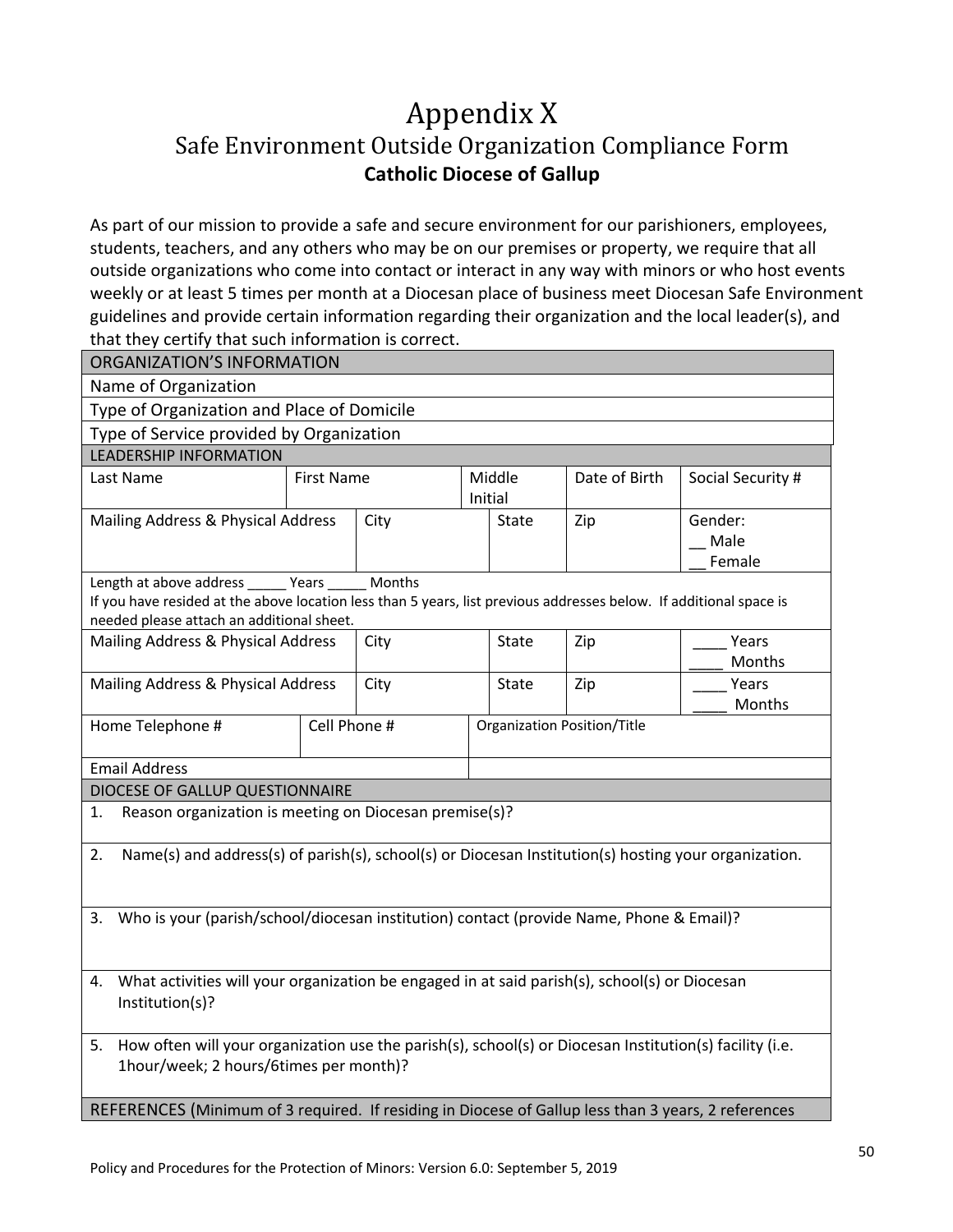# Appendix X

## Safe Environment Outside Organization Compliance Form

**Catholic Diocese of Gallup**

As part of our mission to provide a safe and secure environment for our parishioners, employees, students, teachers, and any others who may be on our premises or property, we require that all outside organizations who come into contact or interact in any way with minors or who host events weekly or at least 5 times per month at a Diocesan place of business meet Diocesan Safe Environment guidelines and provide certain information regarding their organization and the local leader(s), and that they certify that such information is correct.

| ORGANIZATION'S INFORMATION | | | | | |
|---|---|---|---|---|---|
| Name of Organization | | | | | |
| Type of Organization and Place of Domicile | | | | | |
| Type of Service provided by Organization | | | | | |
| **LEADERSHIP INFORMATION** | | | | | |
| Last Name | First Name | | Middle Initial | Date of Birth | Social Security # |
| Mailing Address & Physical Address | City | | State | Zip | Gender: __ Male __ Female |
| Length at above address _____ Years _____ Months<br>If you have resided at the above location less than 5 years, list previous addresses below. If additional space is needed please attach an additional sheet. | | | | | |
| Mailing Address & Physical Address | City | | State | Zip | ____ Years ____ Months |
| Mailing Address & Physical Address | City | | State | Zip | ____ Years ____ Months |
| Home Telephone # | Cell Phone # | | Organization Position/Title | | |
| Email Address | | | | | |
| **DIOCESE OF GALLUP QUESTIONNAIRE** | | | | | |
| 1. Reason organization is meeting on Diocesan premise(s)? | | | | | |
| 2. Name(s) and address(s) of parish(s), school(s) or Diocesan Institution(s) hosting your organization. | | | | | |
| 3. Who is your (parish/school/diocesan institution) contact (provide Name, Phone & Email)? | | | | | |
| 4. What activities will your organization be engaged in at said parish(s), school(s) or Diocesan Institution(s)? | | | | | |
| 5. How often will your organization use the parish(s), school(s) or Diocesan Institution(s) facility (i.e. 1hour/week; 2 hours/6times per month)? | | | | | |
| REFERENCES (Minimum of 3 required. If residing in Diocese of Gallup less than 3 years, 2 references | | | | | |

Policy and Procedures for the Protection of Minors: Version 6.0: September 5, 2019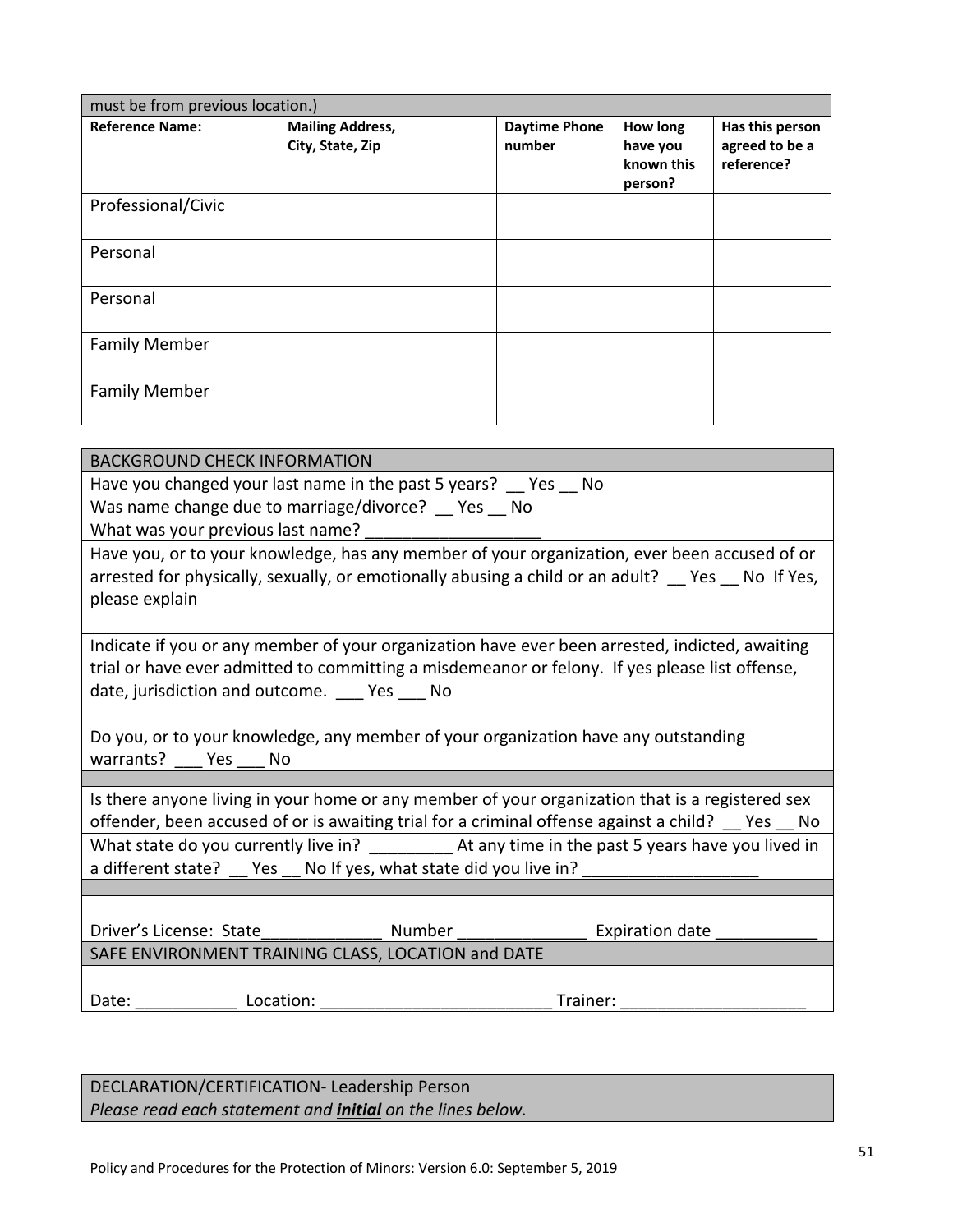| must be from previous location.) | | | | |
|---|---|---|---|---|
| **Reference Name:** | **Mailing Address, City, State, Zip** | **Daytime Phone number** | **How long have you known this person?** | **Has this person agreed to be a reference?** |
| Professional/Civic | | | | |
| Personal | | | | |
| Personal | | | | |
| Family Member | | | | |
| Family Member | | | | |

BACKGROUND CHECK INFORMATION

Have you changed your last name in the past 5 years? __ Yes __ No
Was name change due to marriage/divorce? __ Yes __ No
What was your previous last name? ___________________

Have you, or to your knowledge, has any member of your organization, ever been accused of or arrested for physically, sexually, or emotionally abusing a child or an adult? __ Yes __ No If Yes, please explain

Indicate if you or any member of your organization have ever been arrested, indicted, awaiting trial or have ever admitted to committing a misdemeanor or felony. If yes please list offense, date, jurisdiction and outcome. ___ Yes ___ No

Do you, or to your knowledge, any member of your organization have any outstanding warrants? ___ Yes ___ No

Is there anyone living in your home or any member of your organization that is a registered sex offender, been accused of or is awaiting trial for a criminal offense against a child? __ Yes __ No

What state do you currently live in? _________ At any time in the past 5 years have you lived in a different state? __ Yes __ No If yes, what state did you live in? ___________________

Driver's License: State_____________ Number ______________ Expiration date ___________

SAFE ENVIRONMENT TRAINING CLASS, LOCATION and DATE

Date: ___________ Location: _________________________ Trainer: ____________________

DECLARATION/CERTIFICATION- Leadership Person
*Please read each statement and **initial** on the lines below.*

Policy and Procedures for the Protection of Minors: Version 6.0: September 5, 2019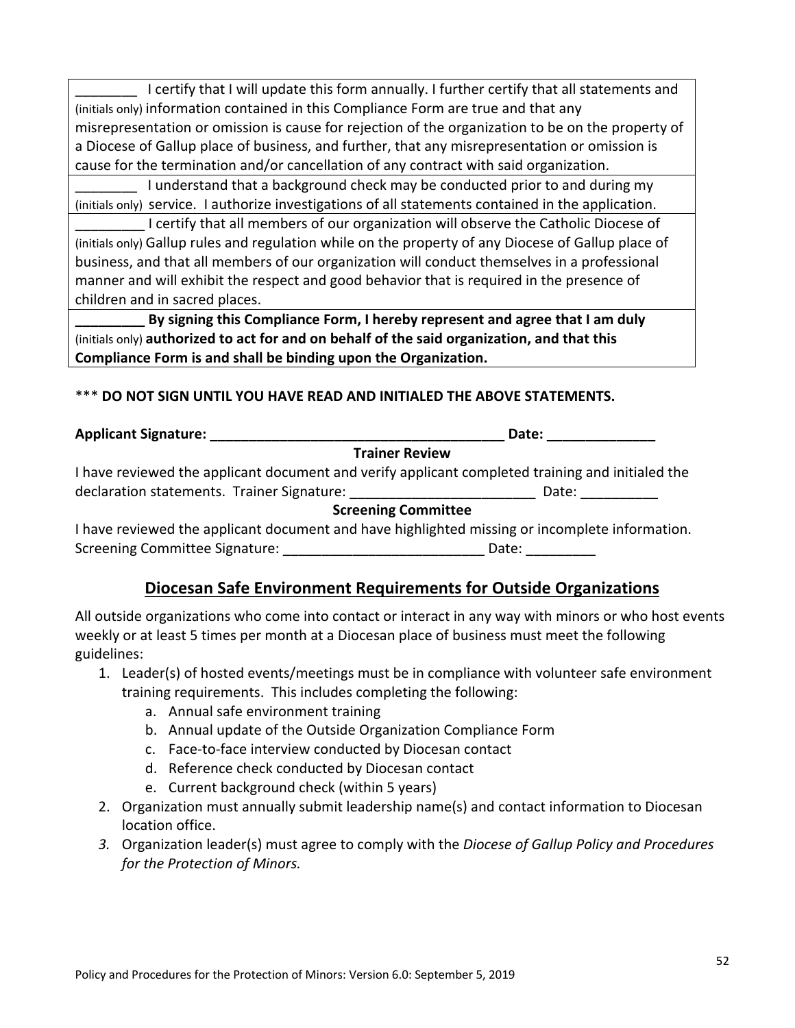| | |
|---|---|
| ________ (initials only) | I certify that I will update this form annually. I further certify that all statements and information contained in this Compliance Form are true and that any misrepresentation or omission is cause for rejection of the organization to be on the property of a Diocese of Gallup place of business, and further, that any misrepresentation or omission is cause for the termination and/or cancellation of any contract with said organization. |
| ________ (initials only) | I understand that a background check may be conducted prior to and during my service. I authorize investigations of all statements contained in the application. |
| _________ (initials only) | I certify that all members of our organization will observe the Catholic Diocese of Gallup rules and regulation while on the property of any Diocese of Gallup place of business, and that all members of our organization will conduct themselves in a professional manner and will exhibit the respect and good behavior that is required in the presence of children and in sacred places. |
| **_________** (initials only) | **By signing this Compliance Form, I hereby represent and agree that I am duly authorized to act for and on behalf of the said organization, and that this Compliance Form is and shall be binding upon the Organization.** |

\*\*\* **DO NOT SIGN UNTIL YOU HAVE READ AND INITIALED THE ABOVE STATEMENTS.**

**Applicant Signature: _______________________________________ Date: ______________**

**Trainer Review**

I have reviewed the applicant document and verify applicant completed training and initialed the declaration statements. Trainer Signature: ________________________ Date: __________

**Screening Committee**

I have reviewed the applicant document and have highlighted missing or incomplete information. Screening Committee Signature: __________________________ Date: _________

## Diocesan Safe Environment Requirements for Outside Organizations

All outside organizations who come into contact or interact in any way with minors or who host events weekly or at least 5 times per month at a Diocesan place of business must meet the following guidelines:

1. Leader(s) of hosted events/meetings must be in compliance with volunteer safe environment training requirements. This includes completing the following:
    a. Annual safe environment training
    b. Annual update of the Outside Organization Compliance Form
    c. Face-to-face interview conducted by Diocesan contact
    d. Reference check conducted by Diocesan contact
    e. Current background check (within 5 years)
2. Organization must annually submit leadership name(s) and contact information to Diocesan location office.
3. Organization leader(s) must agree to comply with the *Diocese of Gallup Policy and Procedures for the Protection of Minors.*